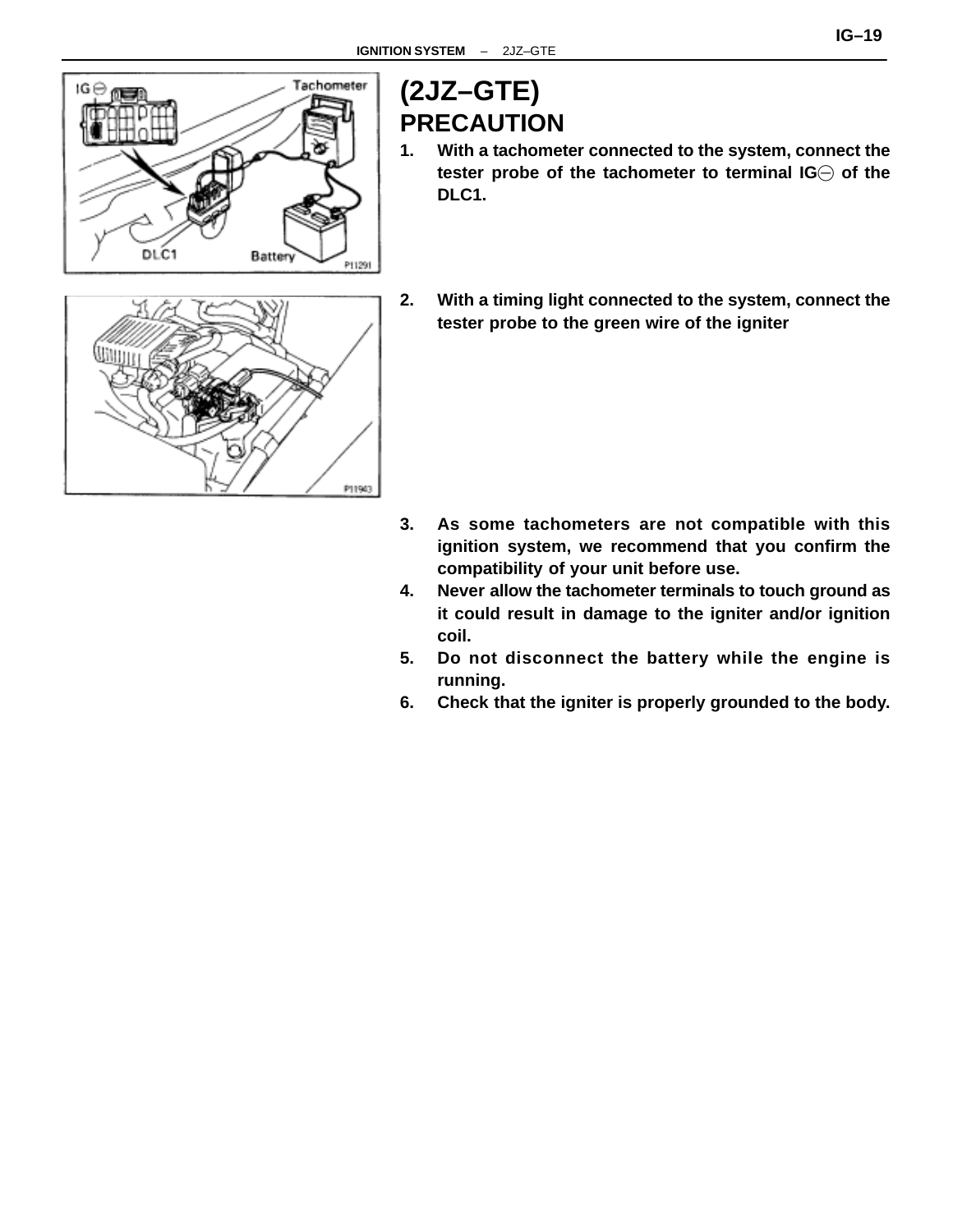# (2JZ–GTE)

## PRECAUTION

1. **With a tachometer connected to the system, connect the tester probe of the tachometer to terminal IG⊖ of the DLC1.**
2. **With a timing light connected to the system, connect the tester probe to the green wire of the igniter**
3. **As some tachometers are not compatible with this ignition system, we recommend that you confirm the compatibility of your unit before use.**
4. **Never allow the tachometer terminals to touch ground as it could result in damage to the igniter and/or ignition coil.**
5. **Do not disconnect the battery while the engine is running.**
6. **Check that the igniter is properly grounded to the body.**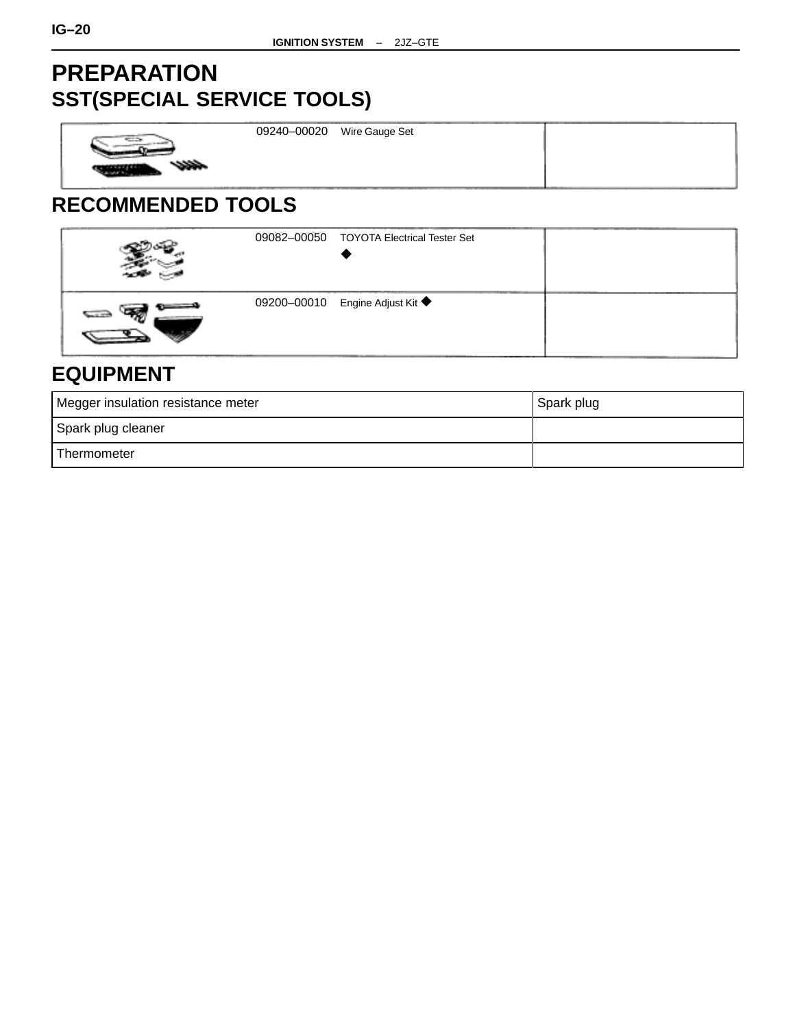# PREPARATION

## SST(SPECIAL SERVICE TOOLS)

| | | |
|---|---|---|
| | 09240–00020 Wire Gauge Set | |

## RECOMMENDED TOOLS

| | | |
|---|---|---|
| | 09082–00050 TOYOTA Electrical Tester Set ◆ | |
| | 09200–00010 Engine Adjust Kit ◆ | |

## EQUIPMENT

| | |
|---|---|
| Megger insulation resistance meter | Spark plug |
| Spark plug cleaner | |
| Thermometer | |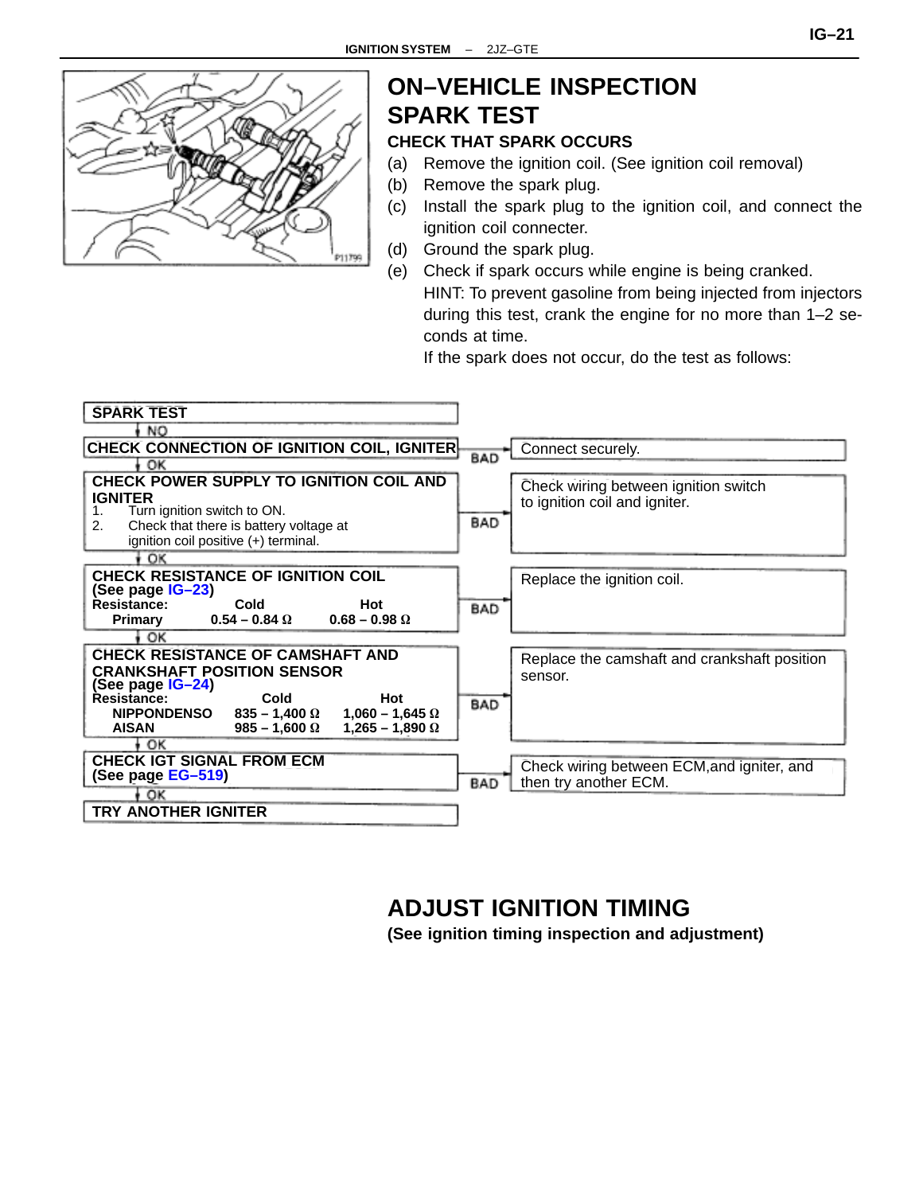# ON–VEHICLE INSPECTION

## SPARK TEST

### CHECK THAT SPARK OCCURS

(a) Remove the ignition coil. (See ignition coil removal)

(b) Remove the spark plug.

(c) Install the spark plug to the ignition coil, and connect the ignition coil connecter.

(d) Ground the spark plug.

(e) Check if spark occurs while engine is being cranked.

HINT: To prevent gasoline from being injected from injectors during this test, crank the engine for no more than 1–2 seconds at time.

If the spark does not occur, do the test as follows:

**SPARK TEST**

↓ NO

**CHECK CONNECTION OF IGNITION COIL, IGNITER** — BAD → Connect securely.

↓ OK

**CHECK POWER SUPPLY TO IGNITION COIL AND IGNITER**

1. Turn ignition switch to ON.
2. Check that there is battery voltage at ignition coil positive (+) terminal.

— BAD → Check wiring between ignition switch to ignition coil and igniter.

↓ OK

**CHECK RESISTANCE OF IGNITION COIL**
**(See page IG–23)**

| Resistance: | Cold | Hot |
|---|---|---|
| Primary | 0.54 – 0.84 Ω | 0.68 – 0.98 Ω |

— BAD → Replace the ignition coil.

↓ OK

**CHECK RESISTANCE OF CAMSHAFT AND CRANKSHAFT POSITION SENSOR**
**(See page IG–24)**

| Resistance: | Cold | Hot |
|---|---|---|
| NIPPONDENSO | 835 – 1,400 Ω | 1,060 – 1,645 Ω |
| AISAN | 985 – 1,600 Ω | 1,265 – 1,890 Ω |

— BAD → Replace the camshaft and crankshaft position sensor.

↓ OK

**CHECK IGT SIGNAL FROM ECM**
**(See page EG–519)**

— BAD → Check wiring between ECM,and igniter, and then try another ECM.

↓ OK

**TRY ANOTHER IGNITER**

# ADJUST IGNITION TIMING

**(See ignition timing inspection and adjustment)**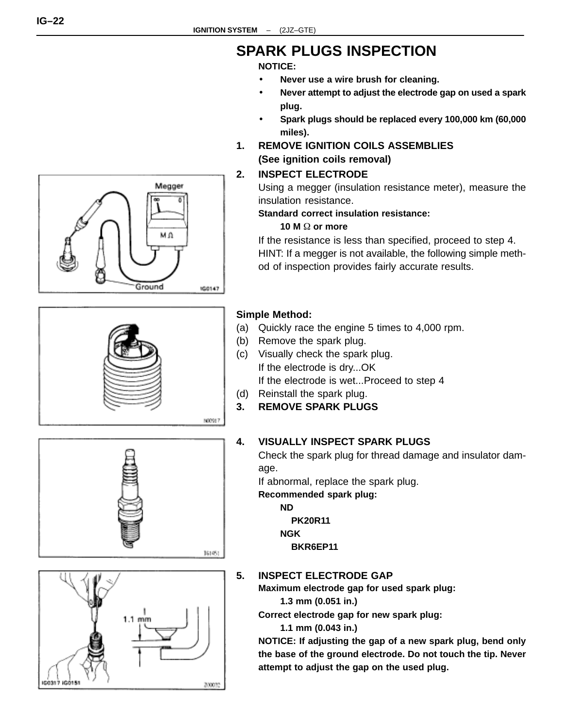## SPARK PLUGS INSPECTION

**NOTICE:**

- **Never use a wire brush for cleaning.**
- **Never attempt to adjust the electrode gap on used a spark plug.**
- **Spark plugs should be replaced every 100,000 km (60,000 miles).**

**1. REMOVE IGNITION COILS ASSEMBLIES (See ignition coils removal)**

**2. INSPECT ELECTRODE**

Using a megger (insulation resistance meter), measure the insulation resistance.

**Standard correct insulation resistance:**

**10 M Ω or more**

If the resistance is less than specified, proceed to step 4.

HINT: If a megger is not available, the following simple method of inspection provides fairly accurate results.

**Simple Method:**

(a) Quickly race the engine 5 times to 4,000 rpm.

(b) Remove the spark plug.

(c) Visually check the spark plug.

If the electrode is dry...OK

If the electrode is wet...Proceed to step 4

(d) Reinstall the spark plug.

**3. REMOVE SPARK PLUGS**

**4. VISUALLY INSPECT SPARK PLUGS**

Check the spark plug for thread damage and insulator damage.

If abnormal, replace the spark plug.

**Recommended spark plug:**

**ND**

**PK20R11**

**NGK**

**BKR6EP11**

**5. INSPECT ELECTRODE GAP**

**Maximum electrode gap for used spark plug:**

**1.3 mm (0.051 in.)**

**Correct electrode gap for new spark plug:**

**1.1 mm (0.043 in.)**

**NOTICE: If adjusting the gap of a new spark plug, bend only the base of the ground electrode. Do not touch the tip. Never attempt to adjust the gap on the used plug.**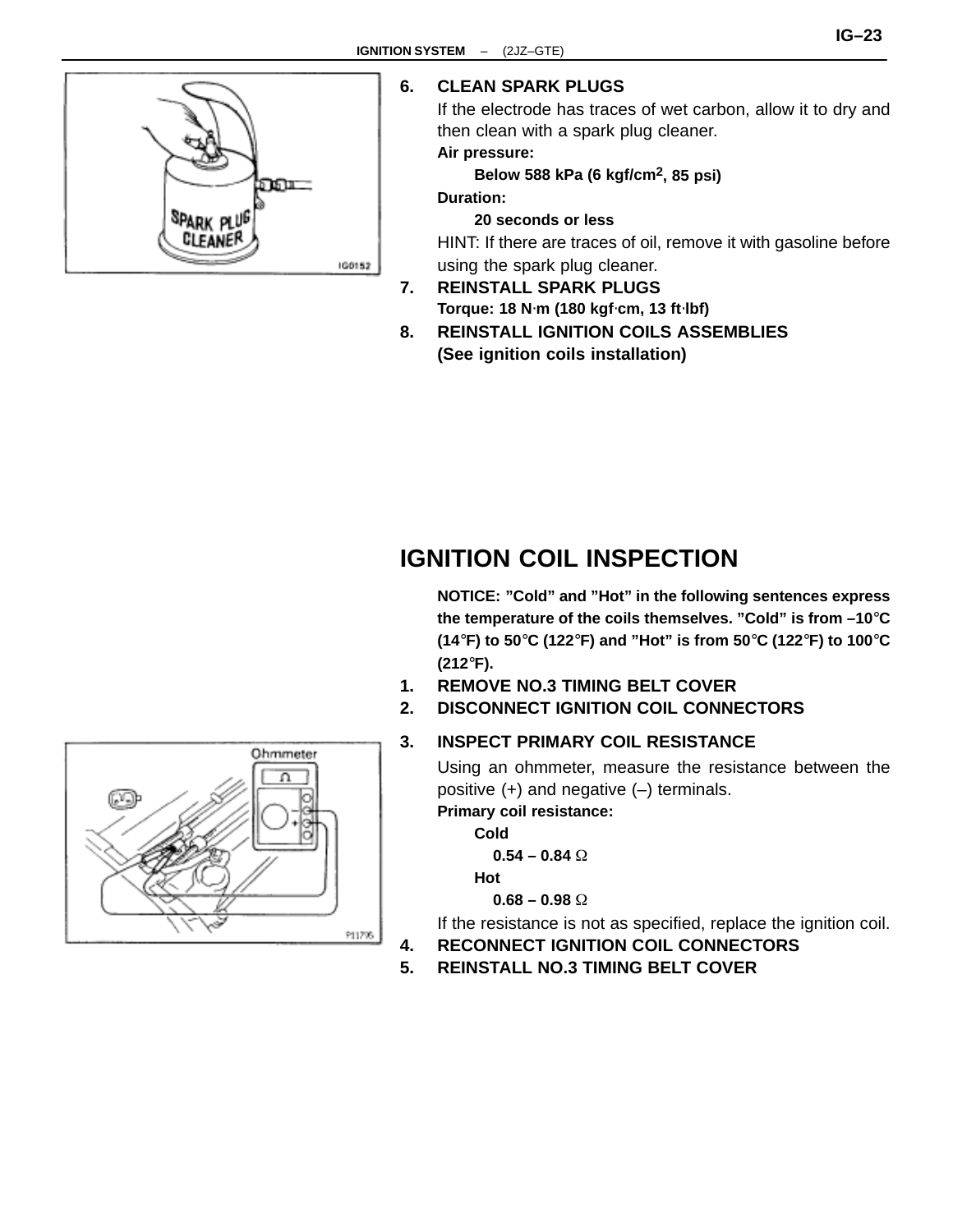6. **CLEAN SPARK PLUGS**

   If the electrode has traces of wet carbon, allow it to dry and then clean with a spark plug cleaner.

   **Air pressure:**

   **Below 588 kPa (6 kgf/cm$^2$, 85 psi)**

   **Duration:**

   **20 seconds or less**

   HINT: If there are traces of oil, remove it with gasoline before using the spark plug cleaner.

7. **REINSTALL SPARK PLUGS**

   **Torque: 18 N·m (180 kgf·cm, 13 ft·lbf)**

8. **REINSTALL IGNITION COILS ASSEMBLIES**
   **(See ignition coils installation)**

## IGNITION COIL INSPECTION

**NOTICE: "Cold" and "Hot" in the following sentences express the temperature of the coils themselves. "Cold" is from –10°C (14°F) to 50°C (122°F) and "Hot" is from 50°C (122°F) to 100°C (212°F).**

1. **REMOVE NO.3 TIMING BELT COVER**
2. **DISCONNECT IGNITION COIL CONNECTORS**
3. **INSPECT PRIMARY COIL RESISTANCE**

   Using an ohmmeter, measure the resistance between the positive (+) and negative (–) terminals.

   **Primary coil resistance:**

   **Cold**

   **0.54 – 0.84 Ω**

   **Hot**

   **0.68 – 0.98 Ω**

   If the resistance is not as specified, replace the ignition coil.

4. **RECONNECT IGNITION COIL CONNECTORS**
5. **REINSTALL NO.3 TIMING BELT COVER**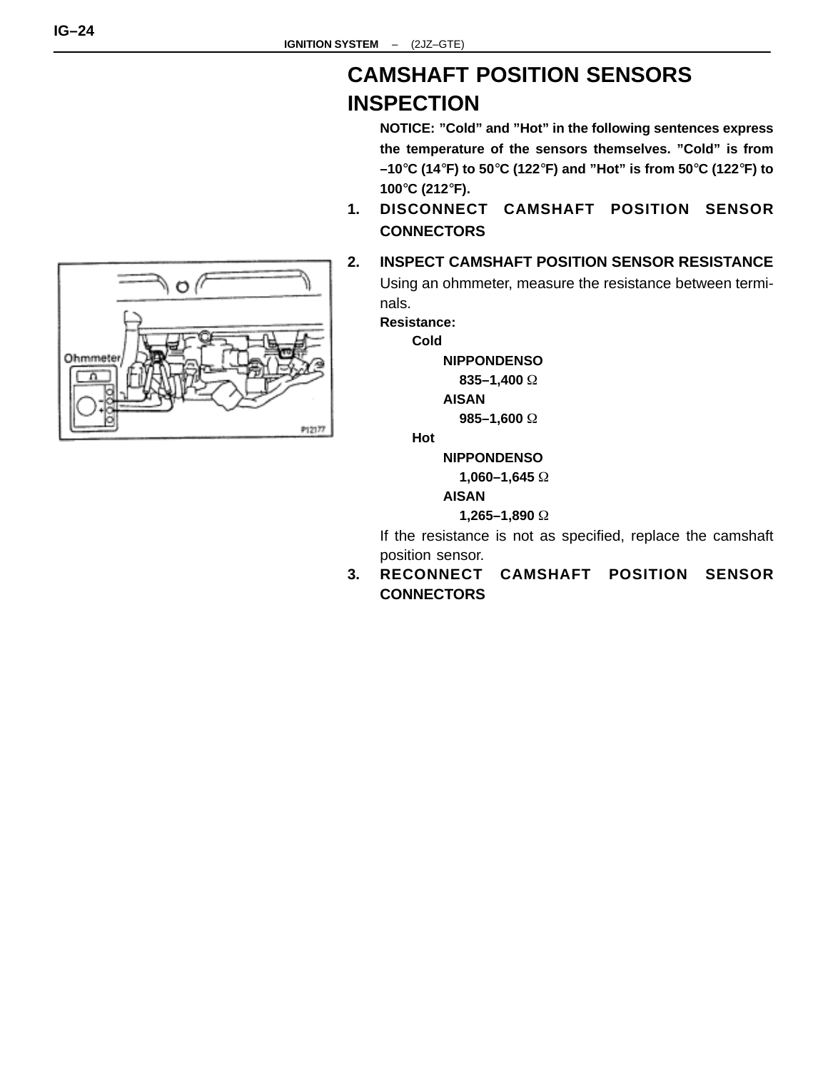# CAMSHAFT POSITION SENSORS INSPECTION

**NOTICE: "Cold" and "Hot" in the following sentences express the temperature of the sensors themselves. "Cold" is from –10°C (14°F) to 50°C (122°F) and "Hot" is from 50°C (122°F) to 100°C (212°F).**

1. **DISCONNECT CAMSHAFT POSITION SENSOR CONNECTORS**

2. **INSPECT CAMSHAFT POSITION SENSOR RESISTANCE**

   Using an ohmmeter, measure the resistance between terminals.

   **Resistance:**

   **Cold**

   **NIPPONDENSO**

   **835–1,400 Ω**

   **AISAN**

   **985–1,600 Ω**

   **Hot**

   **NIPPONDENSO**

   **1,060–1,645 Ω**

   **AISAN**

   **1,265–1,890 Ω**

   If the resistance is not as specified, replace the camshaft position sensor.

3. **RECONNECT CAMSHAFT POSITION SENSOR CONNECTORS**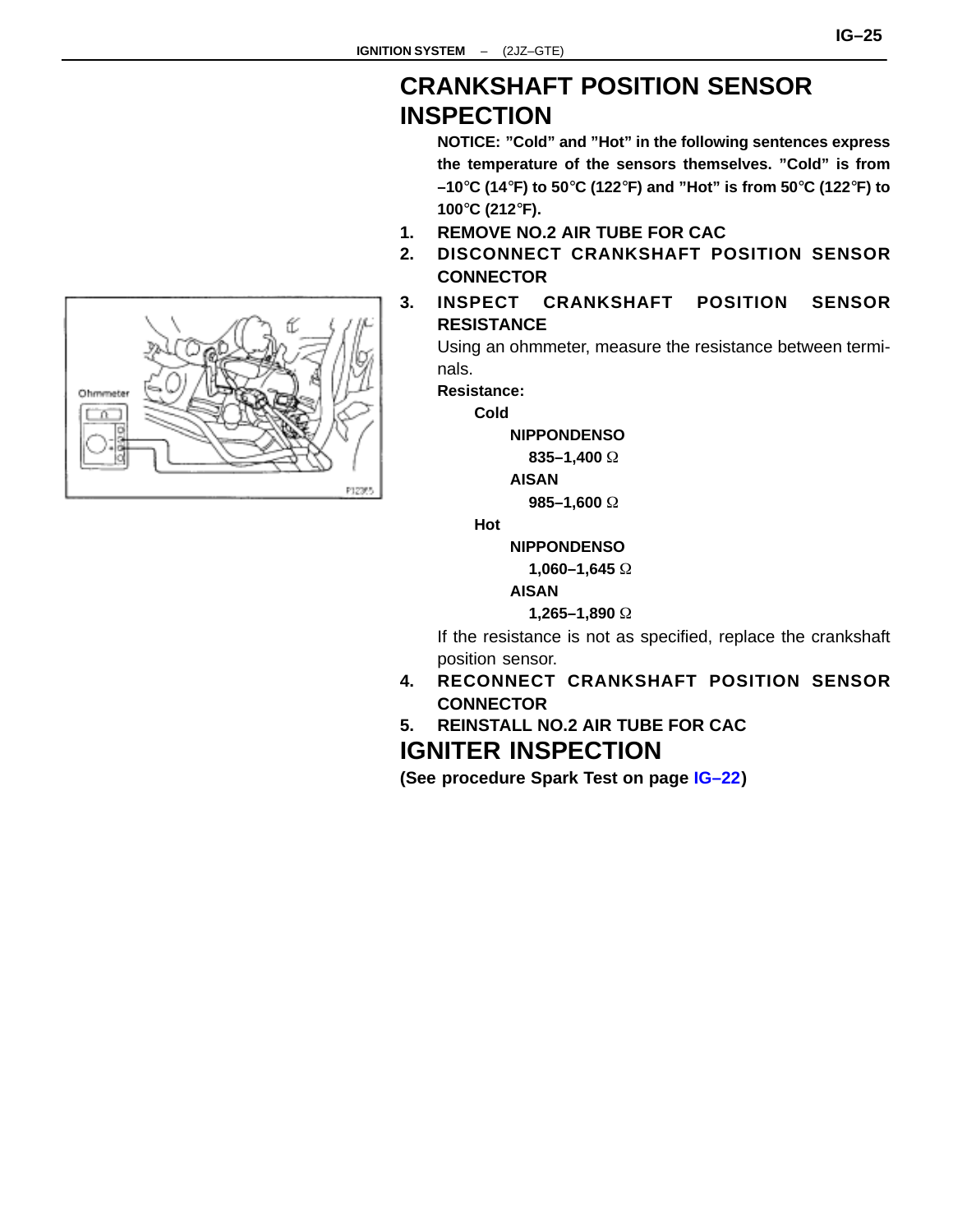## CRANKSHAFT POSITION SENSOR INSPECTION

**NOTICE: "Cold" and "Hot" in the following sentences express the temperature of the sensors themselves. "Cold" is from –10°C (14°F) to 50°C (122°F) and "Hot" is from 50°C (122°F) to 100°C (212°F).**

1. **REMOVE NO.2 AIR TUBE FOR CAC**
2. **DISCONNECT CRANKSHAFT POSITION SENSOR CONNECTOR**
3. **INSPECT CRANKSHAFT POSITION SENSOR RESISTANCE**

   Using an ohmmeter, measure the resistance between terminals.

   **Resistance:**

   **Cold**

   **NIPPONDENSO**

   **835–1,400 Ω**

   **AISAN**

   **985–1,600 Ω**

   **Hot**

   **NIPPONDENSO**

   **1,060–1,645 Ω**

   **AISAN**

   **1,265–1,890 Ω**

   If the resistance is not as specified, replace the crankshaft position sensor.

4. **RECONNECT CRANKSHAFT POSITION SENSOR CONNECTOR**
5. **REINSTALL NO.2 AIR TUBE FOR CAC**

## IGNITER INSPECTION

**(See procedure Spark Test on page IG–22)**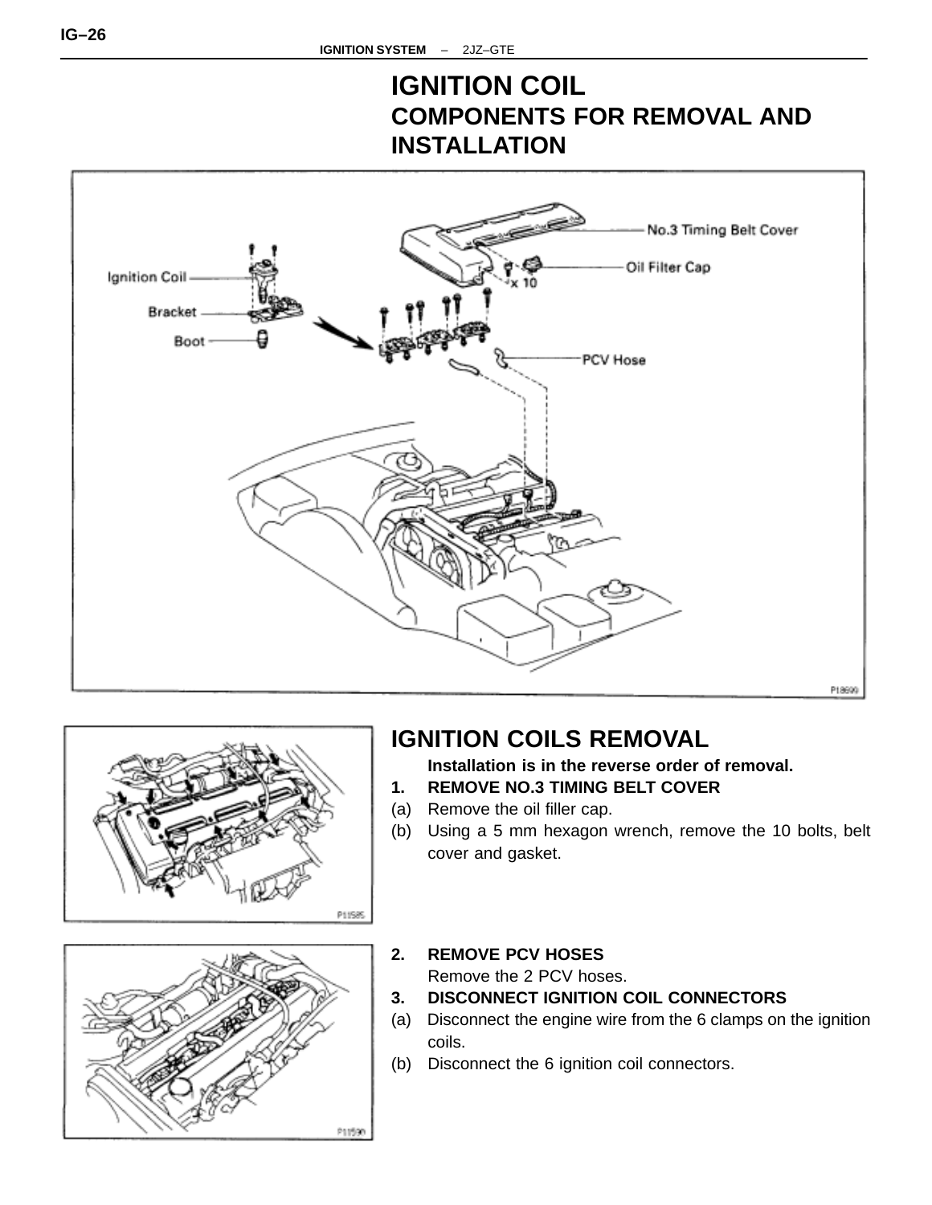# IGNITION COIL
## COMPONENTS FOR REMOVAL AND INSTALLATION

Ignition Coil
Bracket
Boot
No.3 Timing Belt Cover
Oil Filter Cap
x 10
PCV Hose

P18699

## IGNITION COILS REMOVAL

**Installation is in the reverse order of removal.**

1. **REMOVE NO.3 TIMING BELT COVER**
   (a) Remove the oil filler cap.
   (b) Using a 5 mm hexagon wrench, remove the 10 bolts, belt cover and gasket.

P11585

2. **REMOVE PCV HOSES**
   Remove the 2 PCV hoses.
3. **DISCONNECT IGNITION COIL CONNECTORS**
   (a) Disconnect the engine wire from the 6 clamps on the ignition coils.
   (b) Disconnect the 6 ignition coil connectors.

P11590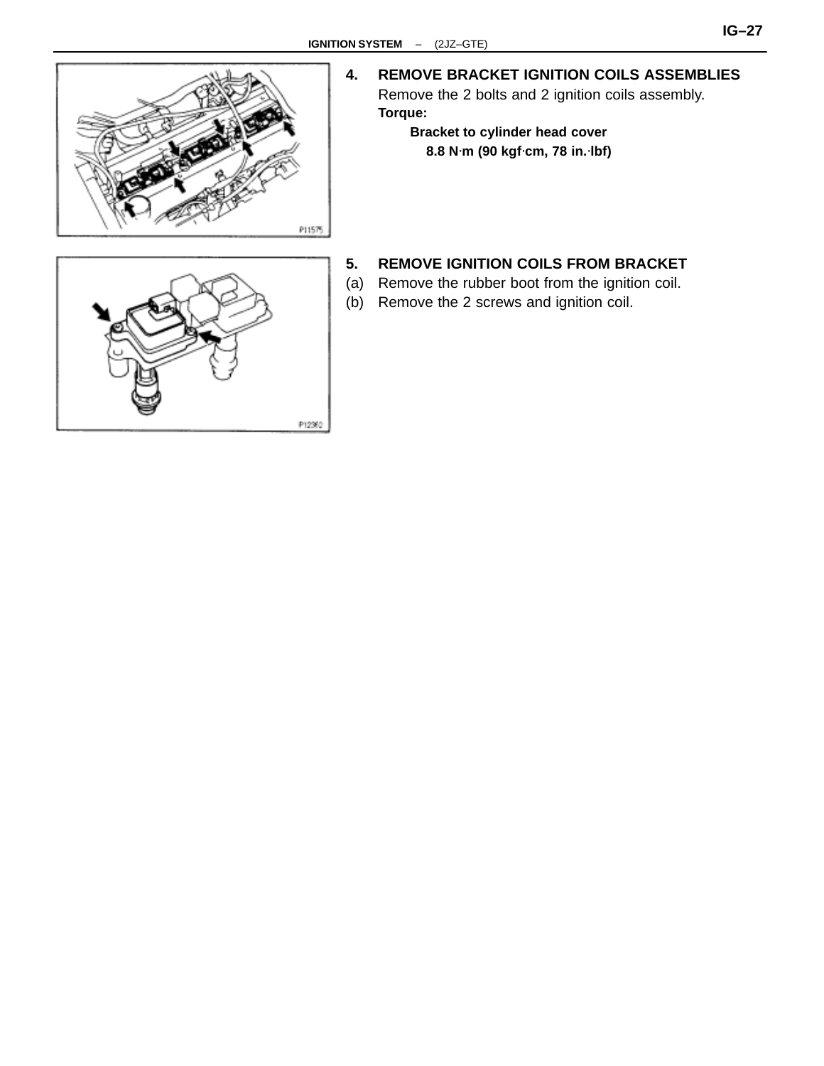### 4. REMOVE BRACKET IGNITION COILS ASSEMBLIES

Remove the 2 bolts and 2 ignition coils assembly.

**Torque:**

**Bracket to cylinder head cover**

**8.8 N·m (90 kgf·cm, 78 in.·lbf)**

P11575

### 5. REMOVE IGNITION COILS FROM BRACKET

(a) Remove the rubber boot from the ignition coil.

(b) Remove the 2 screws and ignition coil.

P12360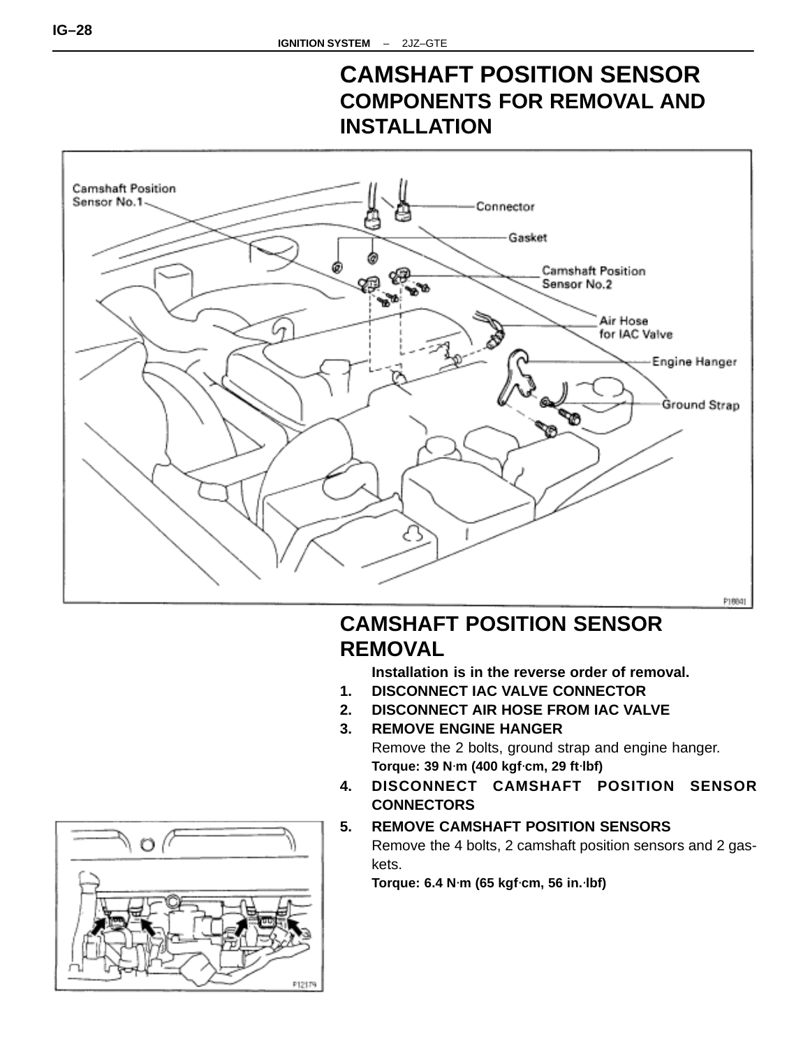# CAMSHAFT POSITION SENSOR

## COMPONENTS FOR REMOVAL AND INSTALLATION

## CAMSHAFT POSITION SENSOR REMOVAL

**Installation is in the reverse order of removal.**

1. **DISCONNECT IAC VALVE CONNECTOR**
2. **DISCONNECT AIR HOSE FROM IAC VALVE**
3. **REMOVE ENGINE HANGER**

   Remove the 2 bolts, ground strap and engine hanger.

   **Torque: 39 N·m (400 kgf·cm, 29 ft·lbf)**
4. **DISCONNECT CAMSHAFT POSITION SENSOR CONNECTORS**
5. **REMOVE CAMSHAFT POSITION SENSORS**

   Remove the 4 bolts, 2 camshaft position sensors and 2 gaskets.

   **Torque: 6.4 N·m (65 kgf·cm, 56 in.·lbf)**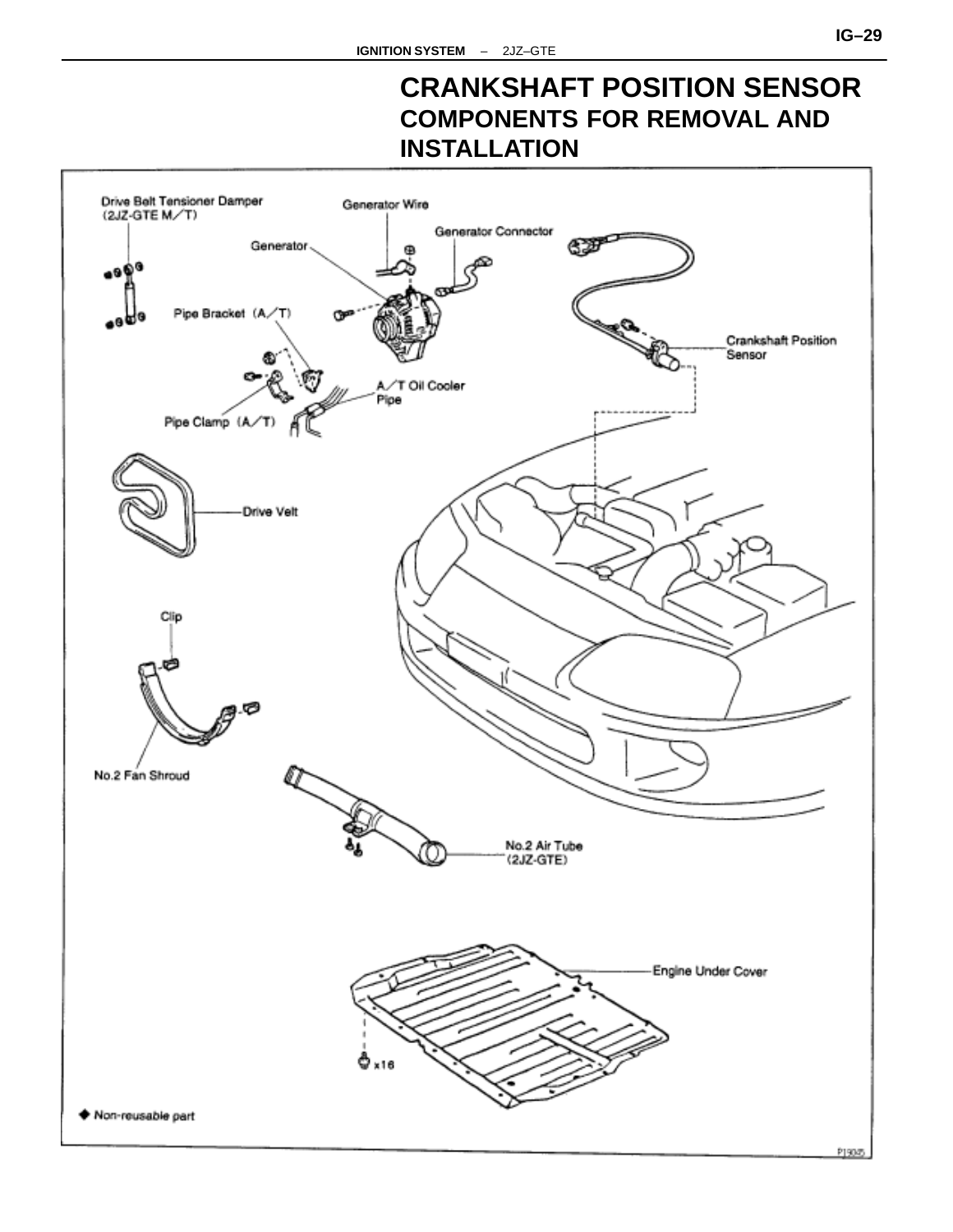# CRANKSHAFT POSITION SENSOR
## COMPONENTS FOR REMOVAL AND INSTALLATION

Drive Belt Tensioner Damper (2JZ-GTE M/T)

Generator Wire

Generator Connector

Generator

Pipe Bracket (A/T)

Crankshaft Position Sensor

A/T Oil Cooler Pipe

Pipe Clamp (A/T)

Drive Velt

Clip

No.2 Fan Shroud

No.2 Air Tube (2JZ-GTE)

Engine Under Cover

x16

◆ Non-reusable part

P13035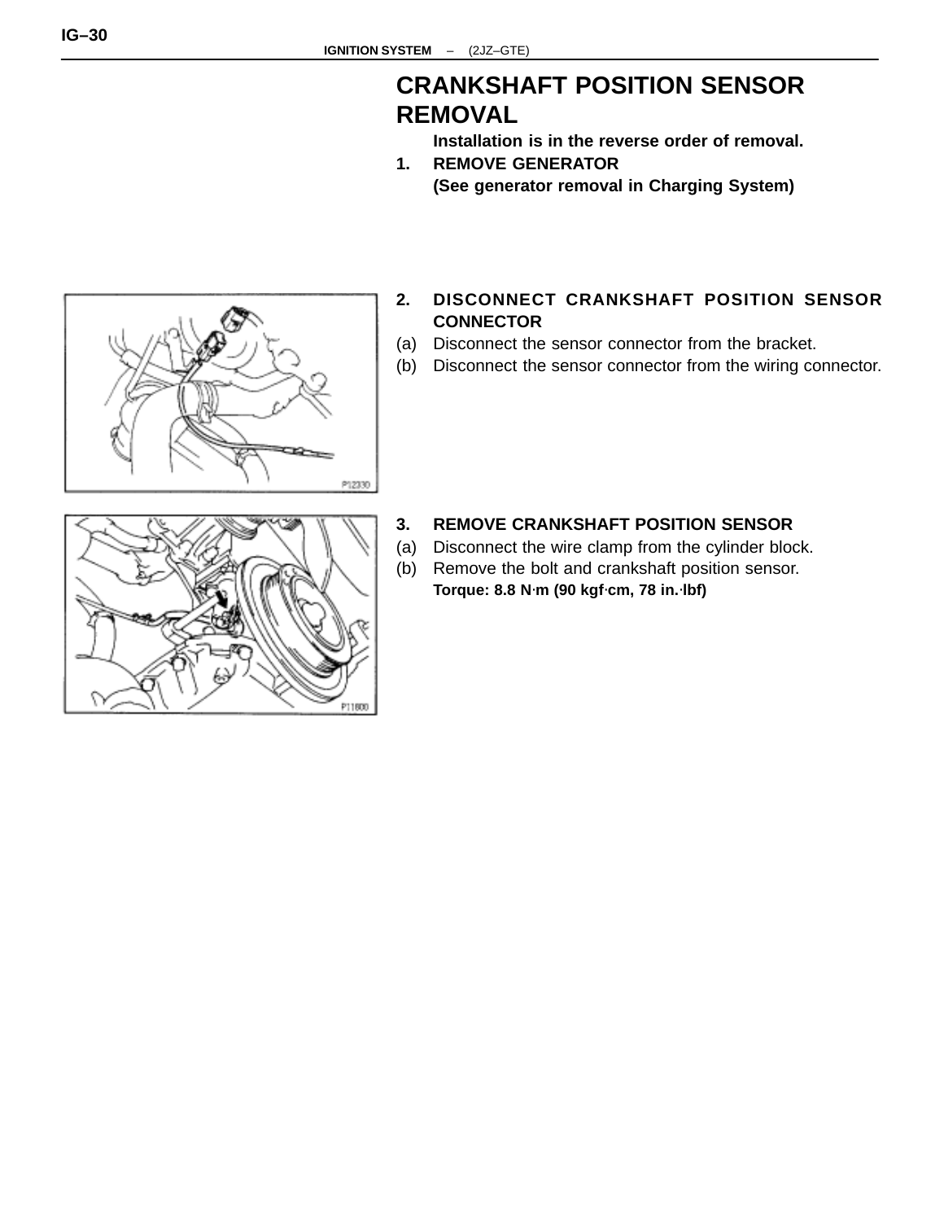# CRANKSHAFT POSITION SENSOR REMOVAL

**Installation is in the reverse order of removal.**

1. **REMOVE GENERATOR**
   **(See generator removal in Charging System)**

2. **DISCONNECT CRANKSHAFT POSITION SENSOR CONNECTOR**

(a) Disconnect the sensor connector from the bracket.

(b) Disconnect the sensor connector from the wiring connector.

3. **REMOVE CRANKSHAFT POSITION SENSOR**

(a) Disconnect the wire clamp from the cylinder block.

(b) Remove the bolt and crankshaft position sensor.

**Torque: 8.8 N·m (90 kgf·cm, 78 in.·lbf)**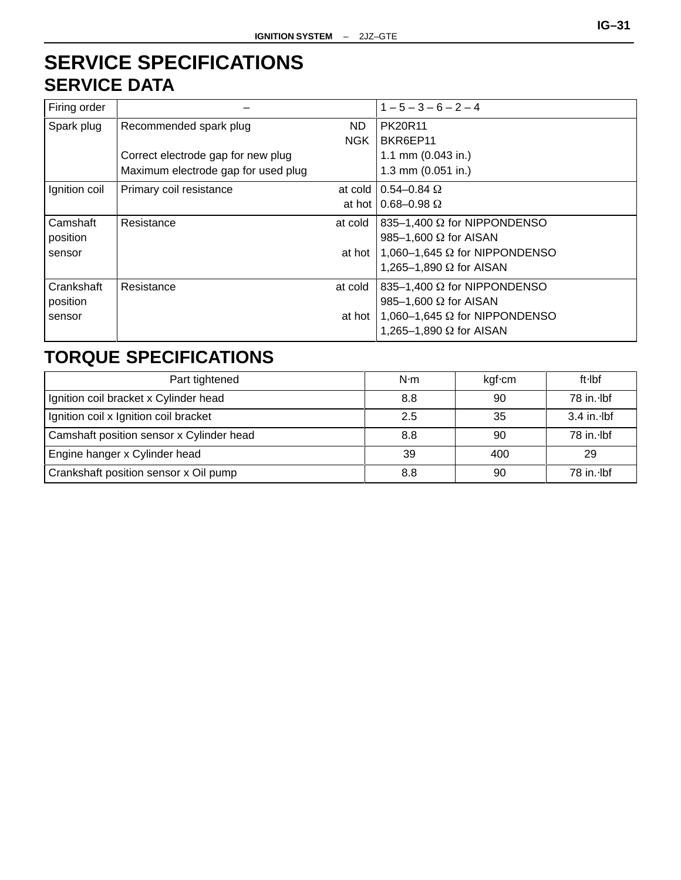# SERVICE SPECIFICATIONS

## SERVICE DATA

| | | | |
|---|---|---|---|
| Firing order | – | | 1 – 5 – 3 – 6 – 2 – 4 |
| Spark plug | Recommended spark plug | ND | PK20R11 |
| | | NGK | BKR6EP11 |
| | Correct electrode gap for new plug | | 1.1 mm (0.043 in.) |
| | Maximum electrode gap for used plug | | 1.3 mm (0.051 in.) |
| Ignition coil | Primary coil resistance | at cold | 0.54–0.84 Ω |
| | | at hot | 0.68–0.98 Ω |
| Camshaft position sensor | Resistance | at cold | 835–1,400 Ω for NIPPONDENSO |
| | | | 985–1,600 Ω for AISAN |
| | | at hot | 1,060–1,645 Ω for NIPPONDENSO |
| | | | 1,265–1,890 Ω for AISAN |
| Crankshaft position sensor | Resistance | at cold | 835–1,400 Ω for NIPPONDENSO |
| | | | 985–1,600 Ω for AISAN |
| | | at hot | 1,060–1,645 Ω for NIPPONDENSO |
| | | | 1,265–1,890 Ω for AISAN |

## TORQUE SPECIFICATIONS

| Part tightened | N·m | kgf·cm | ft·lbf |
|---|---|---|---|
| Ignition coil bracket x Cylinder head | 8.8 | 90 | 78 in.·lbf |
| Ignition coil x Ignition coil bracket | 2.5 | 35 | 3.4 in.·lbf |
| Camshaft position sensor x Cylinder head | 8.8 | 90 | 78 in.·lbf |
| Engine hanger x Cylinder head | 39 | 400 | 29 |
| Crankshaft position sensor x Oil pump | 8.8 | 90 | 78 in.·lbf |